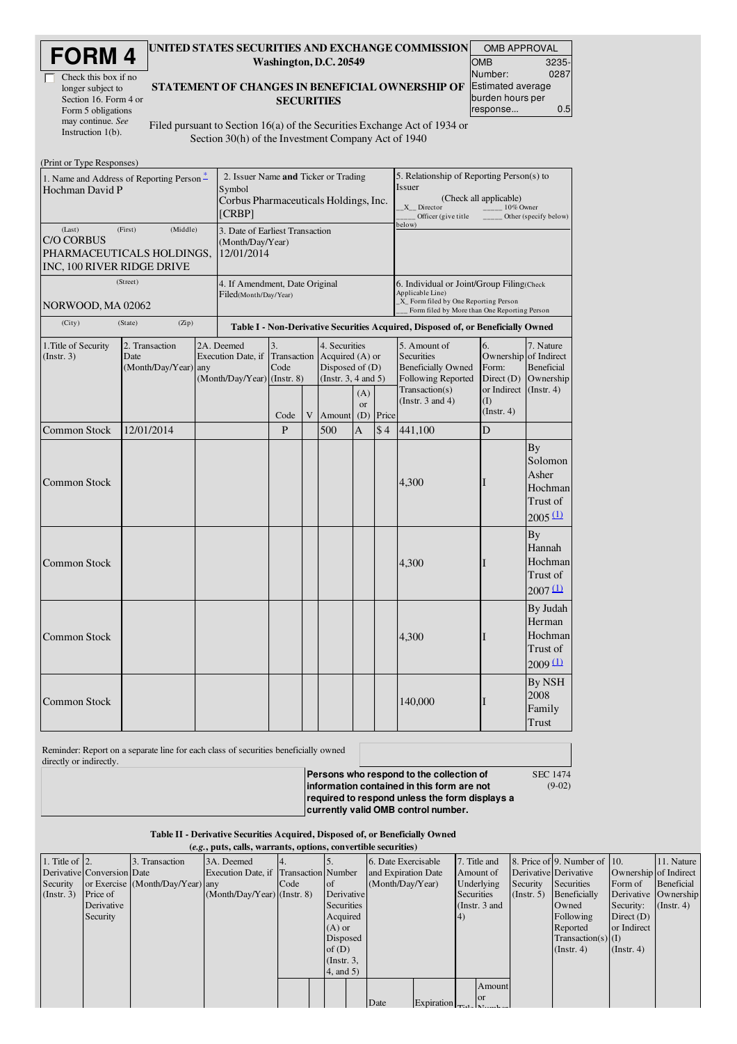# FORM 4

**UNITED STATES SECURITIES AND EXCHANGE COMMISSION**
**Washington, D.C. 20549**

| OMB APPROVAL | |
|---|---|
| OMB Number: | 3235-0287 |
| Estimated average burden hours per response... | 0.5 |

☐ Check this box if no longer subject to Section 16. Form 4 or Form 5 obligations may continue. *See* Instruction 1(b).

## STATEMENT OF CHANGES IN BENEFICIAL OWNERSHIP OF SECURITIES

Filed pursuant to Section 16(a) of the Securities Exchange Act of 1934 or Section 30(h) of the Investment Company Act of 1940

(Print or Type Responses)

| 1. Name and Address of Reporting Person * | 2. Issuer Name **and** Ticker or Trading Symbol | 5. Relationship of Reporting Person(s) to Issuer |
|---|---|---|
| Hochman David P | Corbus Pharmaceuticals Holdings, Inc. [CRBP] | (Check all applicable) _X_ Director ___ 10% Owner ___ Officer (give title below) ___ Other (specify below) |
| (Last) (First) (Middle) C/O CORBUS PHARMACEUTICALS HOLDINGS, INC, 100 RIVER RIDGE DRIVE | 3. Date of Earliest Transaction (Month/Day/Year) 12/01/2014 | |
| (Street) NORWOOD, MA 02062 | 4. If Amendment, Date Original Filed(Month/Day/Year) | 6. Individual or Joint/Group Filing(Check Applicable Line) _X_ Form filed by One Reporting Person ___ Form filed by More than One Reporting Person |
| (City) (State) (Zip) | | |

### Table I - Non-Derivative Securities Acquired, Disposed of, or Beneficially Owned

| 1.Title of Security (Instr. 3) | 2. Transaction Date (Month/Day/Year) | 2A. Deemed Execution Date, if any (Month/Day/Year) | 3. Transaction Code (Instr. 8) | | 4. Securities Acquired (A) or Disposed of (D) (Instr. 3, 4 and 5) | | | 5. Amount of Securities Beneficially Owned Following Reported Transaction(s) (Instr. 3 and 4) | 6. Ownership Form: Direct (D) or Indirect (I) (Instr. 4) | 7. Nature of Indirect Beneficial Ownership (Instr. 4) |
|---|---|---|---|---|---|---|---|---|---|---|
| | | | Code | V | Amount | (A) or (D) | Price | | | |
| Common Stock | 12/01/2014 | | P | | 500 | A | $ 4 | 441,100 | D | |
| Common Stock | | | | | | | | 4,300 | I | By Solomon Asher Hochman Trust of 2005 (1) |
| Common Stock | | | | | | | | 4,300 | I | By Hannah Hochman Trust of 2007 (1) |
| Common Stock | | | | | | | | 4,300 | I | By Judah Herman Hochman Trust of 2009 (1) |
| Common Stock | | | | | | | | 140,000 | I | By NSH 2008 Family Trust |

Reminder: Report on a separate line for each class of securities beneficially owned directly or indirectly.

**Persons who respond to the collection of information contained in this form are not required to respond unless the form displays a currently valid OMB control number.**

SEC 1474 (9-02)

### Table II - Derivative Securities Acquired, Disposed of, or Beneficially Owned
*(e.g., puts, calls, warrants, options, convertible securities)*

| 1. Title of Derivative Security (Instr. 3) | 2. Conversion or Exercise Price of Derivative Security | 3. Transaction Date (Month/Day/Year) | 3A. Deemed Execution Date, if any (Month/Day/Year) | 4. Transaction Code (Instr. 8) | | 5. Number of Derivative Securities Acquired (A) or Disposed of (D) (Instr. 3, 4, and 5) | | 6. Date Exercisable and Expiration Date (Month/Day/Year) | | 7. Title and Amount of Underlying Securities (Instr. 3 and 4) | | 8. Price of Derivative Security (Instr. 5) | 9. Number of Derivative Securities Beneficially Owned Following Reported Transaction(s) (Instr. 4) | 10. Ownership Form of Derivative Security: Direct (D) or Indirect (I) (Instr. 4) | 11. Nature of Indirect Beneficial Ownership (Instr. 4) |
|---|---|---|---|---|---|---|---|---|---|---|---|---|---|---|---|
| | | | | | | | | Date | Expiration | Title | Amount or Number | | | | |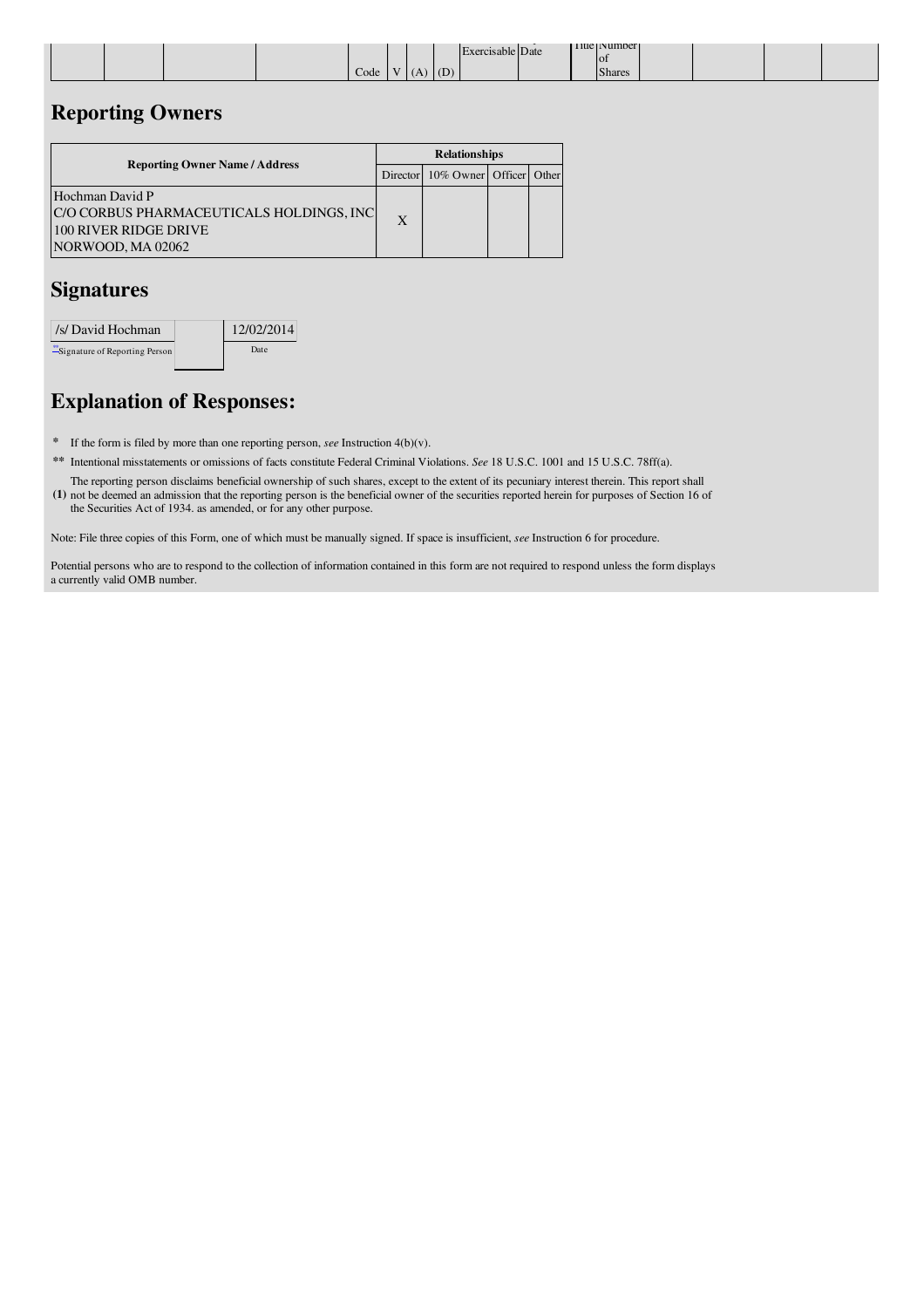| | | | | | | | | | | | | | | | |
|---|---|---|---|---|---|---|---|---|---|---|---|---|---|---|---|
| | | | | Code | V | (A) | (D) | Exercisable | Date | Title | Number of Shares | | | | |

## Reporting Owners

| Reporting Owner Name / Address | Relationships | | | |
|---|---|---|---|---|
| | Director | 10% Owner | Officer | Other |
| Hochman David P<br>C/O CORBUS PHARMACEUTICALS HOLDINGS, INC<br>100 RIVER RIDGE DRIVE<br>NORWOOD, MA 02062 | X | | | |

## Signatures

| /s/ David Hochman | | 12/02/2014 |
|---|---|---|
| **Signature of Reporting Person | | Date |

## Explanation of Responses:

\* If the form is filed by more than one reporting person, *see* Instruction 4(b)(v).

** Intentional misstatements or omissions of facts constitute Federal Criminal Violations. *See* 18 U.S.C. 1001 and 15 U.S.C. 78ff(a).

**(1)** The reporting person disclaims beneficial ownership of such shares, except to the extent of its pecuniary interest therein. This report shall not be deemed an admission that the reporting person is the beneficial owner of the securities reported herein for purposes of Section 16 of the Securities Act of 1934. as amended, or for any other purpose.

Note: File three copies of this Form, one of which must be manually signed. If space is insufficient, *see* Instruction 6 for procedure.

Potential persons who are to respond to the collection of information contained in this form are not required to respond unless the form displays a currently valid OMB number.